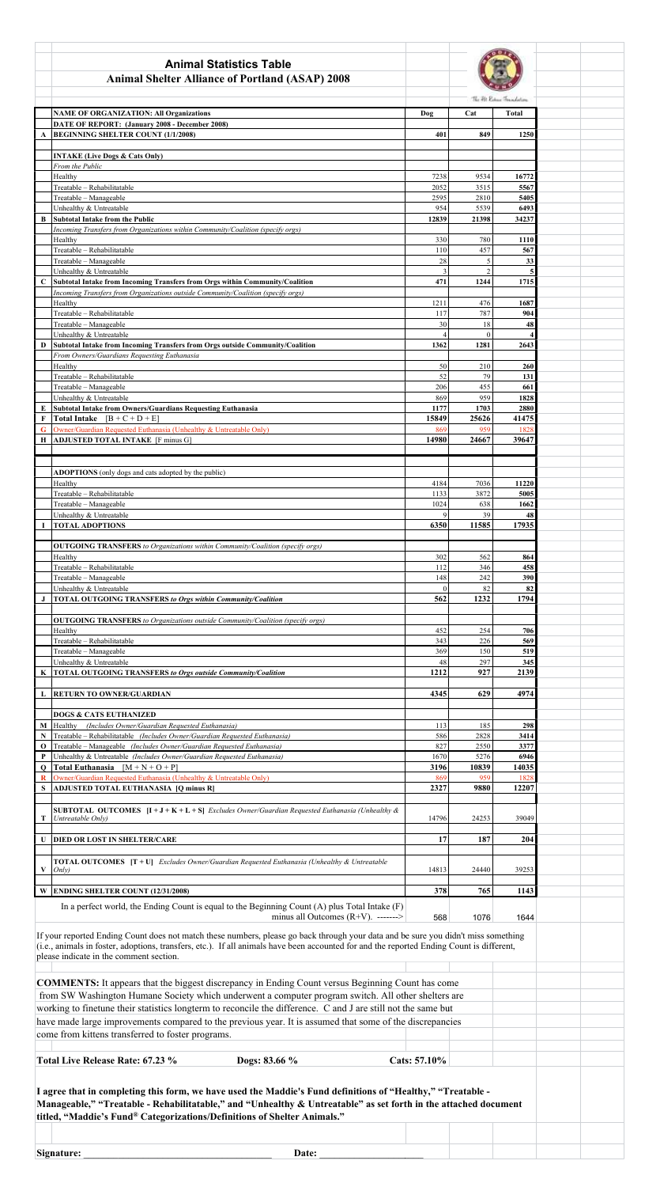# Animal Statistics Table

## Animal Shelter Alliance of Portland (ASAP) 2008

| | | Dog | Cat | Total |
|---|---|---|---|---|
| | **NAME OF ORGANIZATION: All Organizations** | | | |
| | **DATE OF REPORT: (January 2008 - December 2008)** | | | |
| **A** | **BEGINNING SHELTER COUNT (1/1/2008)** | **401** | **849** | **1250** |
| | | | | |
| | **INTAKE (Live Dogs & Cats Only)** | | | |
| | *From the Public* | | | |
| | Healthy | 7238 | 9534 | **16772** |
| | Treatable – Rehabilitatable | 2052 | 3515 | **5567** |
| | Treatable – Manageable | 2595 | 2810 | **5405** |
| | Unhealthy & Untreatable | 954 | 5539 | **6493** |
| **B** | **Subtotal Intake from the Public** | **12839** | **21398** | **34237** |
| | *Incoming Transfers from Organizations within Community/Coalition (specify orgs)* | | | |
| | Healthy | 330 | 780 | **1110** |
| | Treatable – Rehabilitatable | 110 | 457 | **567** |
| | Treatable – Manageable | 28 | 5 | **33** |
| | Unhealthy & Untreatable | 3 | 2 | **5** |
| **C** | **Subtotal Intake from Incoming Transfers from Orgs within Community/Coalition** | **471** | **1244** | **1715** |
| | *Incoming Transfers from Organizations outside Community/Coalition (specify orgs)* | | | |
| | Healthy | 1211 | 476 | **1687** |
| | Treatable – Rehabilitatable | 117 | 787 | **904** |
| | Treatable – Manageable | 30 | 18 | **48** |
| | Unhealthy & Untreatable | 4 | 0 | **4** |
| **D** | **Subtotal Intake from Incoming Transfers from Orgs outside Community/Coalition** | **1362** | **1281** | **2643** |
| | *From Owners/Guardians Requesting Euthanasia* | | | |
| | Healthy | 50 | 210 | **260** |
| | Treatable – Rehabilitatable | 52 | 79 | **131** |
| | Treatable – Manageable | 206 | 455 | **661** |
| | Unhealthy & Untreatable | 869 | 959 | **1828** |
| **E** | **Subtotal Intake from Owners/Guardians Requesting Euthanasia** | **1177** | **1703** | **2880** |
| **F** | **Total Intake** [B + C + D + E] | **15849** | **25626** | **41475** |
| **G** | Owner/Guardian Requested Euthanasia (Unhealthy & Untreatable Only) | 869 | 959 | 1828 |
| **H** | **ADJUSTED TOTAL INTAKE** [F minus G] | **14980** | **24667** | **39647** |
| | | | | |
| | **ADOPTIONS** (only dogs and cats adopted by the public) | | | |
| | Healthy | 4184 | 7036 | **11220** |
| | Treatable – Rehabilitatable | 1133 | 3872 | **5005** |
| | Treatable – Manageable | 1024 | 638 | **1662** |
| | Unhealthy & Untreatable | 9 | 39 | **48** |
| **I** | **TOTAL ADOPTIONS** | **6350** | **11585** | **17935** |
| | | | | |
| | **OUTGOING TRANSFERS** *to Organizations within Community/Coalition (specify orgs)* | | | |
| | Healthy | 302 | 562 | **864** |
| | Treatable – Rehabilitatable | 112 | 346 | **458** |
| | Treatable – Manageable | 148 | 242 | **390** |
| | Unhealthy & Untreatable | 0 | 82 | **82** |
| **J** | **TOTAL OUTGOING TRANSFERS** *to Orgs within Community/Coalition* | **562** | **1232** | **1794** |
| | | | | |
| | **OUTGOING TRANSFERS** *to Organizations outside Community/Coalition (specify orgs)* | | | |
| | Healthy | 452 | 254 | **706** |
| | Treatable – Rehabilitatable | 343 | 226 | **569** |
| | Treatable – Manageable | 369 | 150 | **519** |
| | Unhealthy & Untreatable | 48 | 297 | **345** |
| **K** | **TOTAL OUTGOING TRANSFERS** *to Orgs outside Community/Coalition* | **1212** | **927** | **2139** |
| | | | | |
| **L** | **RETURN TO OWNER/GUARDIAN** | **4345** | **629** | **4974** |
| | | | | |
| | **DOGS & CATS EUTHANIZED** | | | |
| **M** | Healthy *(Includes Owner/Guardian Requested Euthanasia)* | 113 | 185 | **298** |
| **N** | Treatable – Rehabilitatable *(Includes Owner/Guardian Requested Euthanasia)* | 586 | 2828 | **3414** |
| **O** | Treatable – Manageable *(Includes Owner/Guardian Requested Euthanasia)* | 827 | 2550 | **3377** |
| **P** | Unhealthy & Untreatable *(Includes Owner/Guardian Requested Euthanasia)* | 1670 | 5276 | **6946** |
| **Q** | **Total Euthanasia** [M + N + O + P] | **3196** | **10839** | **14035** |
| **R** | Owner/Guardian Requested Euthanasia (Unhealthy & Untreatable Only) | 869 | 959 | 1828 |
| **S** | **ADJUSTED TOTAL EUTHANASIA [Q minus R]** | **2327** | **9880** | **12207** |
| | | | | |
| **T** | **SUBTOTAL OUTCOMES [I + J + K + L + S]** *Excludes Owner/Guardian Requested Euthanasia (Unhealthy & Untreatable Only)* | 14796 | 24253 | 39049 |
| | | | | |
| **U** | **DIED OR LOST IN SHELTER/CARE** | **17** | **187** | **204** |
| | | | | |
| **V** | **TOTAL OUTCOMES [T + U]** *Excludes Owner/Guardian Requested Euthanasia (Unhealthy & Untreatable Only)* | 14813 | 24440 | 39253 |
| | | | | |
| **W** | **ENDING SHELTER COUNT (12/31/2008)** | **378** | **765** | **1143** |
| | In a perfect world, the Ending Count is equal to the Beginning Count (A) plus Total Intake (F) minus all Outcomes (R+V). -------> | 568 | 1076 | 1644 |

If your reported Ending Count does not match these numbers, please go back through your data and be sure you didn't miss something (i.e., animals in foster, adoptions, transfers, etc.). If all animals have been accounted for and the reported Ending Count is different, please indicate in the comment section.

**COMMENTS:** It appears that the biggest discrepancy in Ending Count versus Beginning Count has come from SW Washington Humane Society which underwent a computer program switch. All other shelters are working to finetune their statistics longterm to reconcile the difference. C and J are still not the same but have made large improvements compared to the previous year. It is assumed that some of the discrepancies come from kittens transferred to foster programs.

**Total Live Release Rate: 67.23 %** **Dogs: 83.66 %** **Cats: 57.10%**

**I agree that in completing this form, we have used the Maddie's Fund definitions of "Healthy," "Treatable - Manageable," "Treatable - Rehabilitatable," and "Unhealthy & Untreatable" as set forth in the attached document titled, "Maddie's Fund® Categorizations/Definitions of Shelter Animals."**

**Signature:** \_\_\_\_\_\_\_\_\_\_\_\_\_\_\_\_\_\_\_\_ **Date:** \_\_\_\_\_\_\_\_\_\_\_\_